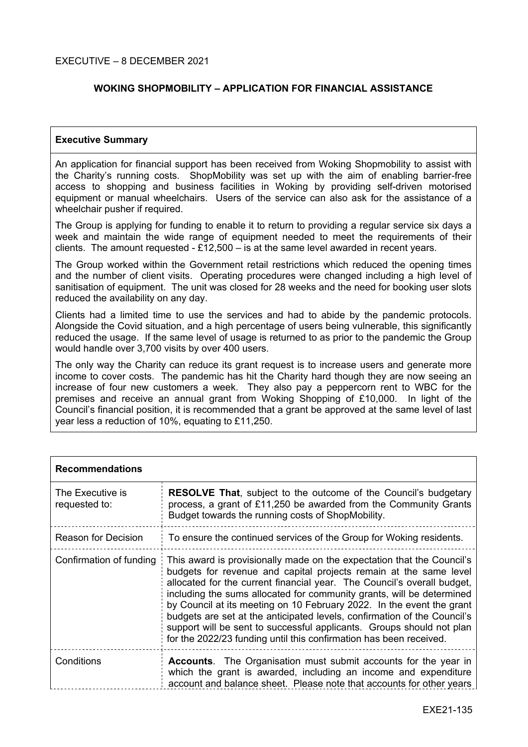EXECUTIVE – 8 DECEMBER 2021

## WOKING SHOPMOBILITY – APPLICATION FOR FINANCIAL ASSISTANCE

### Executive Summary

An application for financial support has been received from Woking Shopmobility to assist with the Charity's running costs. ShopMobility was set up with the aim of enabling barrier-free access to shopping and business facilities in Woking by providing self-driven motorised equipment or manual wheelchairs. Users of the service can also ask for the assistance of a wheelchair pusher if required.

The Group is applying for funding to enable it to return to providing a regular service six days a week and maintain the wide range of equipment needed to meet the requirements of their clients. The amount requested - £12,500 – is at the same level awarded in recent years.

The Group worked within the Government retail restrictions which reduced the opening times and the number of client visits. Operating procedures were changed including a high level of sanitisation of equipment. The unit was closed for 28 weeks and the need for booking user slots reduced the availability on any day.

Clients had a limited time to use the services and had to abide by the pandemic protocols. Alongside the Covid situation, and a high percentage of users being vulnerable, this significantly reduced the usage. If the same level of usage is returned to as prior to the pandemic the Group would handle over 3,700 visits by over 400 users.

The only way the Charity can reduce its grant request is to increase users and generate more income to cover costs. The pandemic has hit the Charity hard though they are now seeing an increase of four new customers a week. They also pay a peppercorn rent to WBC for the premises and receive an annual grant from Woking Shopping of £10,000. In light of the Council's financial position, it is recommended that a grant be approved at the same level of last year less a reduction of 10%, equating to £11,250.

### Recommendations

| | |
|---|---|
| The Executive is requested to: | **RESOLVE That**, subject to the outcome of the Council's budgetary process, a grant of £11,250 be awarded from the Community Grants Budget towards the running costs of ShopMobility. |
| Reason for Decision | To ensure the continued services of the Group for Woking residents. |
| Confirmation of funding | This award is provisionally made on the expectation that the Council's budgets for revenue and capital projects remain at the same level allocated for the current financial year. The Council's overall budget, including the sums allocated for community grants, will be determined by Council at its meeting on 10 February 2022. In the event the grant budgets are set at the anticipated levels, confirmation of the Council's support will be sent to successful applicants. Groups should not plan for the 2022/23 funding until this confirmation has been received. |
| Conditions | **Accounts**. The Organisation must submit accounts for the year in which the grant is awarded, including an income and expenditure account and balance sheet. Please note that accounts for other years |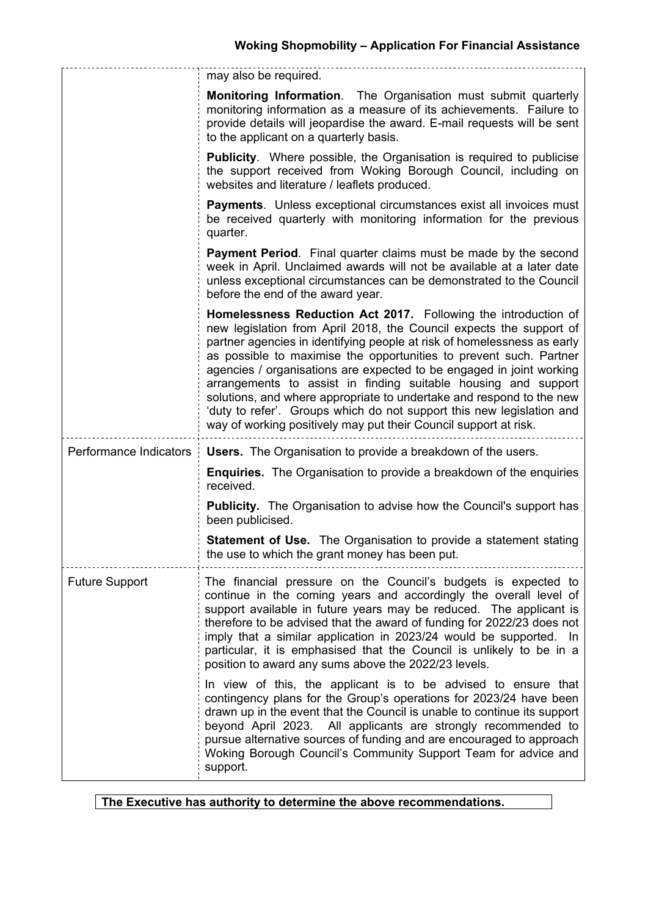| | |
|---|---|
| | may also be required.<br><br>**Monitoring Information**. The Organisation must submit quarterly monitoring information as a measure of its achievements. Failure to provide details will jeopardise the award. E-mail requests will be sent to the applicant on a quarterly basis.<br><br>**Publicity**. Where possible, the Organisation is required to publicise the support received from Woking Borough Council, including on websites and literature / leaflets produced.<br><br>**Payments**. Unless exceptional circumstances exist all invoices must be received quarterly with monitoring information for the previous quarter.<br><br>**Payment Period**. Final quarter claims must be made by the second week in April. Unclaimed awards will not be available at a later date unless exceptional circumstances can be demonstrated to the Council before the end of the award year.<br><br>**Homelessness Reduction Act 2017.** Following the introduction of new legislation from April 2018, the Council expects the support of partner agencies in identifying people at risk of homelessness as early as possible to maximise the opportunities to prevent such. Partner agencies / organisations are expected to be engaged in joint working arrangements to assist in finding suitable housing and support solutions, and where appropriate to undertake and respond to the new 'duty to refer'. Groups which do not support this new legislation and way of working positively may put their Council support at risk. |
| Performance Indicators | **Users.** The Organisation to provide a breakdown of the users.<br><br>**Enquiries.** The Organisation to provide a breakdown of the enquiries received.<br><br>**Publicity.** The Organisation to advise how the Council's support has been publicised.<br><br>**Statement of Use.** The Organisation to provide a statement stating the use to which the grant money has been put. |
| Future Support | The financial pressure on the Council's budgets is expected to continue in the coming years and accordingly the overall level of support available in future years may be reduced. The applicant is therefore to be advised that the award of funding for 2022/23 does not imply that a similar application in 2023/24 would be supported. In particular, it is emphasised that the Council is unlikely to be in a position to award any sums above the 2022/23 levels.<br><br>In view of this, the applicant is to be advised to ensure that contingency plans for the Group's operations for 2023/24 have been drawn up in the event that the Council is unable to continue its support beyond April 2023. All applicants are strongly recommended to pursue alternative sources of funding and are encouraged to approach Woking Borough Council's Community Support Team for advice and support. |

**The Executive has authority to determine the above recommendations.**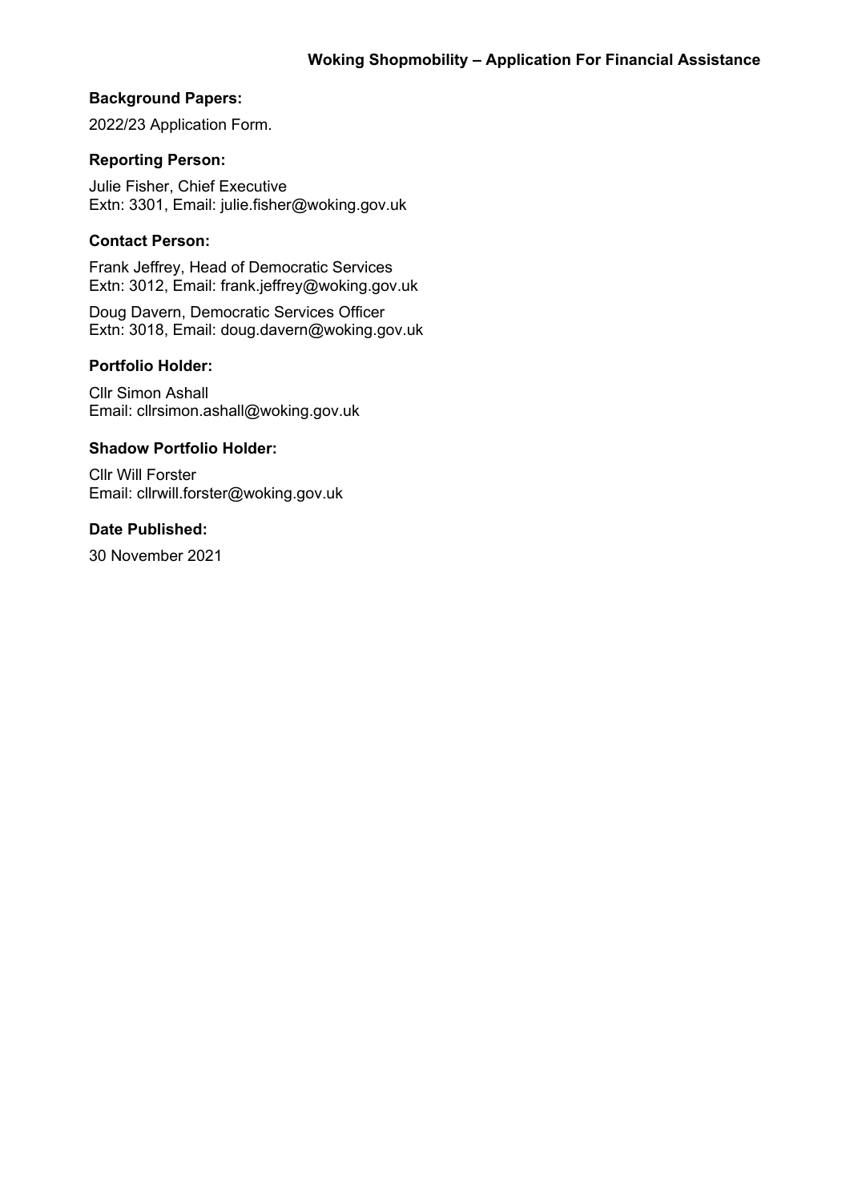**Background Papers:**

2022/23 Application Form.

**Reporting Person:**

Julie Fisher, Chief Executive
Extn: 3301, Email: julie.fisher@woking.gov.uk

**Contact Person:**

Frank Jeffrey, Head of Democratic Services
Extn: 3012, Email: frank.jeffrey@woking.gov.uk

Doug Davern, Democratic Services Officer
Extn: 3018, Email: doug.davern@woking.gov.uk

**Portfolio Holder:**

Cllr Simon Ashall
Email: cllrsimon.ashall@woking.gov.uk

**Shadow Portfolio Holder:**

Cllr Will Forster
Email: cllrwill.forster@woking.gov.uk

**Date Published:**

30 November 2021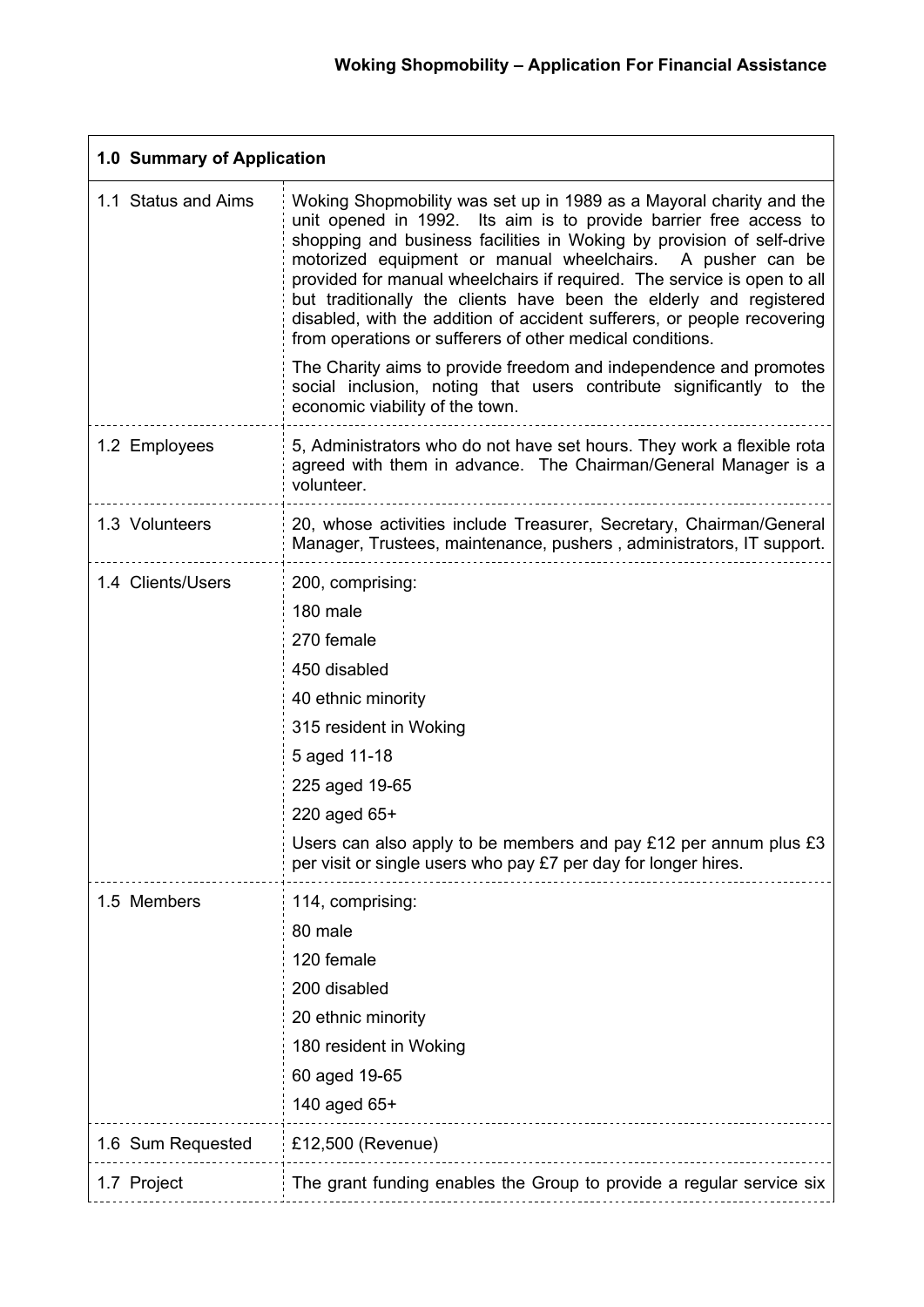**Woking Shopmobility – Application For Financial Assistance**

| **1.0 Summary of Application** | |
|---|---|
| 1.1 Status and Aims | Woking Shopmobility was set up in 1989 as a Mayoral charity and the unit opened in 1992. Its aim is to provide barrier free access to shopping and business facilities in Woking by provision of self-drive motorized equipment or manual wheelchairs. A pusher can be provided for manual wheelchairs if required. The service is open to all but traditionally the clients have been the elderly and registered disabled, with the addition of accident sufferers, or people recovering from operations or sufferers of other medical conditions.<br><br>The Charity aims to provide freedom and independence and promotes social inclusion, noting that users contribute significantly to the economic viability of the town. |
| 1.2 Employees | 5, Administrators who do not have set hours. They work a flexible rota agreed with them in advance. The Chairman/General Manager is a volunteer. |
| 1.3 Volunteers | 20, whose activities include Treasurer, Secretary, Chairman/General Manager, Trustees, maintenance, pushers , administrators, IT support. |
| 1.4 Clients/Users | 200, comprising:<br>180 male<br>270 female<br>450 disabled<br>40 ethnic minority<br>315 resident in Woking<br>5 aged 11-18<br>225 aged 19-65<br>220 aged 65+<br>Users can also apply to be members and pay £12 per annum plus £3 per visit or single users who pay £7 per day for longer hires. |
| 1.5 Members | 114, comprising:<br>80 male<br>120 female<br>200 disabled<br>20 ethnic minority<br>180 resident in Woking<br>60 aged 19-65<br>140 aged 65+ |
| 1.6 Sum Requested | £12,500 (Revenue) |
| 1.7 Project | The grant funding enables the Group to provide a regular service six |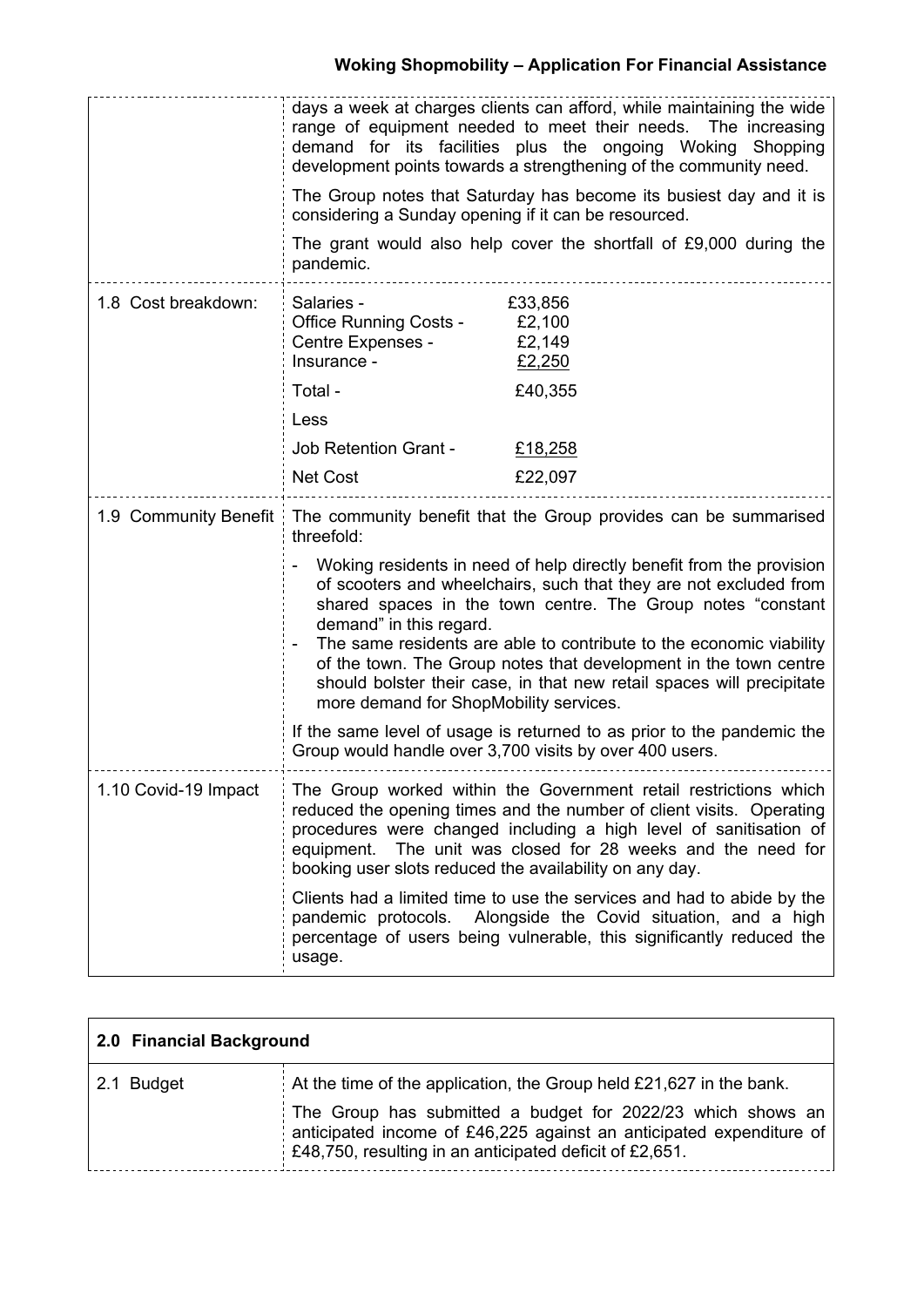| | |
|---|---|
| | days a week at charges clients can afford, while maintaining the wide range of equipment needed to meet their needs. The increasing demand for its facilities plus the ongoing Woking Shopping development points towards a strengthening of the community need.<br><br>The Group notes that Saturday has become its busiest day and it is considering a Sunday opening if it can be resourced.<br><br>The grant would also help cover the shortfall of £9,000 during the pandemic. |
| 1.8 Cost breakdown: | Salaries - £33,856<br>Office Running Costs - £2,100<br>Centre Expenses - £2,149<br>Insurance - £2,250<br><br>Total - £40,355<br><br>Less<br><br>Job Retention Grant - £18,258<br><br>Net Cost £22,097 |
| 1.9 Community Benefit | The community benefit that the Group provides can be summarised threefold:<br><br>- Woking residents in need of help directly benefit from the provision of scooters and wheelchairs, such that they are not excluded from shared spaces in the town centre. The Group notes "constant demand" in this regard.<br>- The same residents are able to contribute to the economic viability of the town. The Group notes that development in the town centre should bolster their case, in that new retail spaces will precipitate more demand for ShopMobility services.<br><br>If the same level of usage is returned to as prior to the pandemic the Group would handle over 3,700 visits by over 400 users. |
| 1.10 Covid-19 Impact | The Group worked within the Government retail restrictions which reduced the opening times and the number of client visits. Operating procedures were changed including a high level of sanitisation of equipment. The unit was closed for 28 weeks and the need for booking user slots reduced the availability on any day.<br><br>Clients had a limited time to use the services and had to abide by the pandemic protocols. Alongside the Covid situation, and a high percentage of users being vulnerable, this significantly reduced the usage. |

| **2.0 Financial Background** | |
|---|---|
| 2.1 Budget | At the time of the application, the Group held £21,627 in the bank.<br><br>The Group has submitted a budget for 2022/23 which shows an anticipated income of £46,225 against an anticipated expenditure of £48,750, resulting in an anticipated deficit of £2,651. |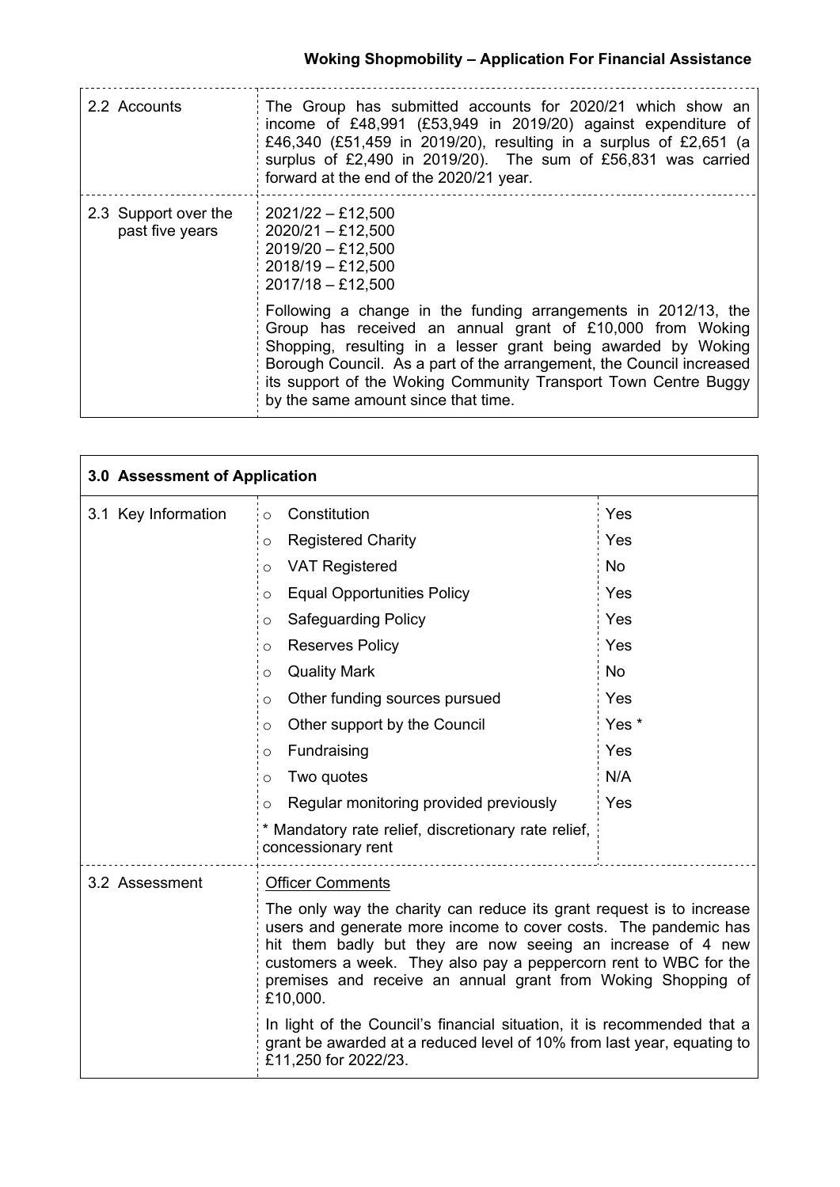| | |
|---|---|
| 2.2 Accounts | The Group has submitted accounts for 2020/21 which show an income of £48,991 (£53,949 in 2019/20) against expenditure of £46,340 (£51,459 in 2019/20), resulting in a surplus of £2,651 (a surplus of £2,490 in 2019/20). The sum of £56,831 was carried forward at the end of the 2020/21 year. |
| 2.3 Support over the past five years | 2021/22 – £12,500<br>2020/21 – £12,500<br>2019/20 – £12,500<br>2018/19 – £12,500<br>2017/18 – £12,500<br><br>Following a change in the funding arrangements in 2012/13, the Group has received an annual grant of £10,000 from Woking Shopping, resulting in a lesser grant being awarded by Woking Borough Council. As a part of the arrangement, the Council increased its support of the Woking Community Transport Town Centre Buggy by the same amount since that time. |

| **3.0 Assessment of Application** | | |
|---|---|---|
| 3.1 Key Information | ○ Constitution | Yes |
| | ○ Registered Charity | Yes |
| | ○ VAT Registered | No |
| | ○ Equal Opportunities Policy | Yes |
| | ○ Safeguarding Policy | Yes |
| | ○ Reserves Policy | Yes |
| | ○ Quality Mark | No |
| | ○ Other funding sources pursued | Yes |
| | ○ Other support by the Council | Yes * |
| | ○ Fundraising | Yes |
| | ○ Two quotes | N/A |
| | ○ Regular monitoring provided previously | Yes |
| | * Mandatory rate relief, discretionary rate relief, concessionary rent | |
| 3.2 Assessment | <u>Officer Comments</u><br><br>The only way the charity can reduce its grant request is to increase users and generate more income to cover costs. The pandemic has hit them badly but they are now seeing an increase of 4 new customers a week. They also pay a peppercorn rent to WBC for the premises and receive an annual grant from Woking Shopping of £10,000.<br><br>In light of the Council's financial situation, it is recommended that a grant be awarded at a reduced level of 10% from last year, equating to £11,250 for 2022/23. | |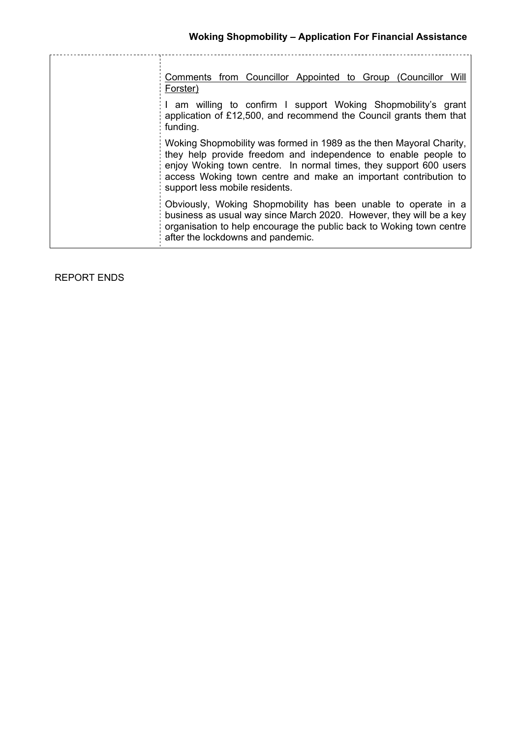| | |
|---|---|
| | <u>Comments from Councillor Appointed to Group (Councillor Will Forster)</u><br><br>I am willing to confirm I support Woking Shopmobility's grant application of £12,500, and recommend the Council grants them that funding.<br><br>Woking Shopmobility was formed in 1989 as the then Mayoral Charity, they help provide freedom and independence to enable people to enjoy Woking town centre. In normal times, they support 600 users access Woking town centre and make an important contribution to support less mobile residents.<br><br>Obviously, Woking Shopmobility has been unable to operate in a business as usual way since March 2020. However, they will be a key organisation to help encourage the public back to Woking town centre after the lockdowns and pandemic. |

REPORT ENDS